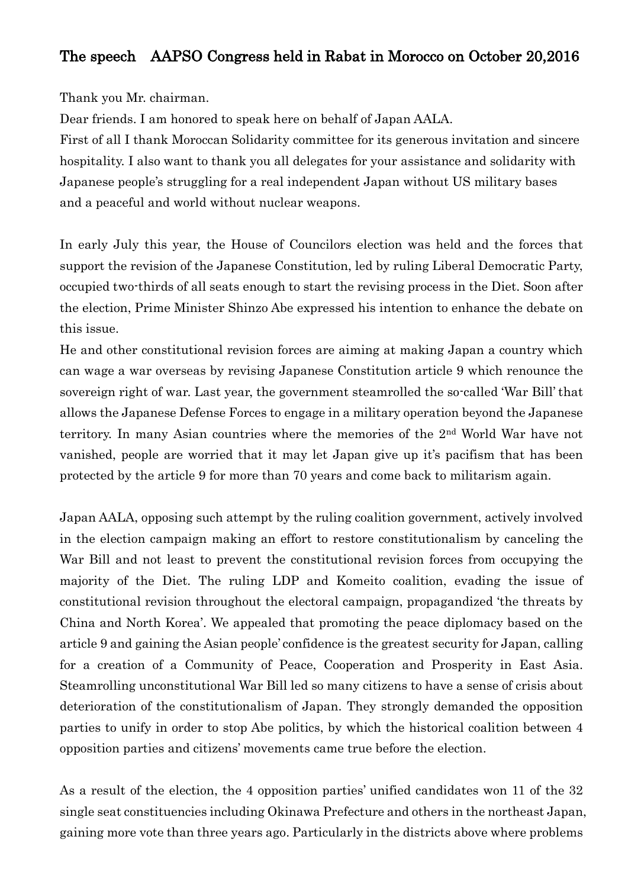# The speech　AAPSO Congress held in Rabat in Morocco on October 20,2016

Thank you Mr. chairman.

Dear friends. I am honored to speak here on behalf of Japan AALA.

First of all I thank Moroccan Solidarity committee for its generous invitation and sincere hospitality. I also want to thank you all delegates for your assistance and solidarity with Japanese people's struggling for a real independent Japan without US military bases and a peaceful and world without nuclear weapons.

In early July this year, the House of Councilors election was held and the forces that support the revision of the Japanese Constitution, led by ruling Liberal Democratic Party, occupied two-thirds of all seats enough to start the revising process in the Diet. Soon after the election, Prime Minister Shinzo Abe expressed his intention to enhance the debate on this issue.

He and other constitutional revision forces are aiming at making Japan a country which can wage a war overseas by revising Japanese Constitution article 9 which renounce the sovereign right of war. Last year, the government steamrolled the so-called 'War Bill' that allows the Japanese Defense Forces to engage in a military operation beyond the Japanese territory. In many Asian countries where the memories of the 2nd World War have not vanished, people are worried that it may let Japan give up it's pacifism that has been protected by the article 9 for more than 70 years and come back to militarism again.

Japan AALA, opposing such attempt by the ruling coalition government, actively involved in the election campaign making an effort to restore constitutionalism by canceling the War Bill and not least to prevent the constitutional revision forces from occupying the majority of the Diet. The ruling LDP and Komeito coalition, evading the issue of constitutional revision throughout the electoral campaign, propagandized 'the threats by China and North Korea'. We appealed that promoting the peace diplomacy based on the article 9 and gaining the Asian people' confidence is the greatest security for Japan, calling for a creation of a Community of Peace, Cooperation and Prosperity in East Asia. Steamrolling unconstitutional War Bill led so many citizens to have a sense of crisis about deterioration of the constitutionalism of Japan. They strongly demanded the opposition parties to unify in order to stop Abe politics, by which the historical coalition between 4 opposition parties and citizens' movements came true before the election.

As a result of the election, the 4 opposition parties' unified candidates won 11 of the 32 single seat constituencies including Okinawa Prefecture and others in the northeast Japan, gaining more vote than three years ago. Particularly in the districts above where problems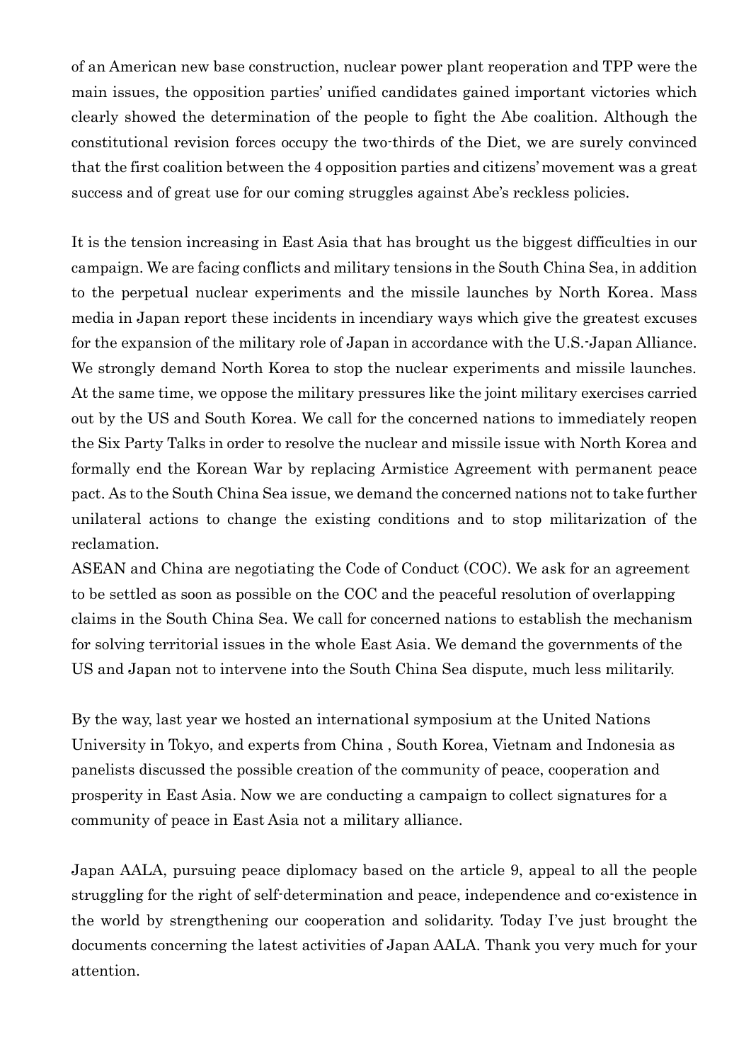of an American new base construction, nuclear power plant reoperation and TPP were the main issues, the opposition parties' unified candidates gained important victories which clearly showed the determination of the people to fight the Abe coalition. Although the constitutional revision forces occupy the two-thirds of the Diet, we are surely convinced that the first coalition between the 4 opposition parties and citizens' movement was a great success and of great use for our coming struggles against Abe's reckless policies.

It is the tension increasing in East Asia that has brought us the biggest difficulties in our campaign. We are facing conflicts and military tensions in the South China Sea, in addition to the perpetual nuclear experiments and the missile launches by North Korea. Mass media in Japan report these incidents in incendiary ways which give the greatest excuses for the expansion of the military role of Japan in accordance with the U.S.-Japan Alliance. We strongly demand North Korea to stop the nuclear experiments and missile launches. At the same time, we oppose the military pressures like the joint military exercises carried out by the US and South Korea. We call for the concerned nations to immediately reopen the Six Party Talks in order to resolve the nuclear and missile issue with North Korea and formally end the Korean War by replacing Armistice Agreement with permanent peace pact. As to the South China Sea issue, we demand the concerned nations not to take further unilateral actions to change the existing conditions and to stop militarization of the reclamation.

ASEAN and China are negotiating the Code of Conduct (COC). We ask for an agreement to be settled as soon as possible on the COC and the peaceful resolution of overlapping claims in the South China Sea. We call for concerned nations to establish the mechanism for solving territorial issues in the whole East Asia. We demand the governments of the US and Japan not to intervene into the South China Sea dispute, much less militarily.

By the way, last year we hosted an international symposium at the United Nations University in Tokyo, and experts from China , South Korea, Vietnam and Indonesia as panelists discussed the possible creation of the community of peace, cooperation and prosperity in East Asia. Now we are conducting a campaign to collect signatures for a community of peace in East Asia not a military alliance.

Japan AALA, pursuing peace diplomacy based on the article 9, appeal to all the people struggling for the right of self-determination and peace, independence and co-existence in the world by strengthening our cooperation and solidarity. Today I've just brought the documents concerning the latest activities of Japan AALA. Thank you very much for your attention.